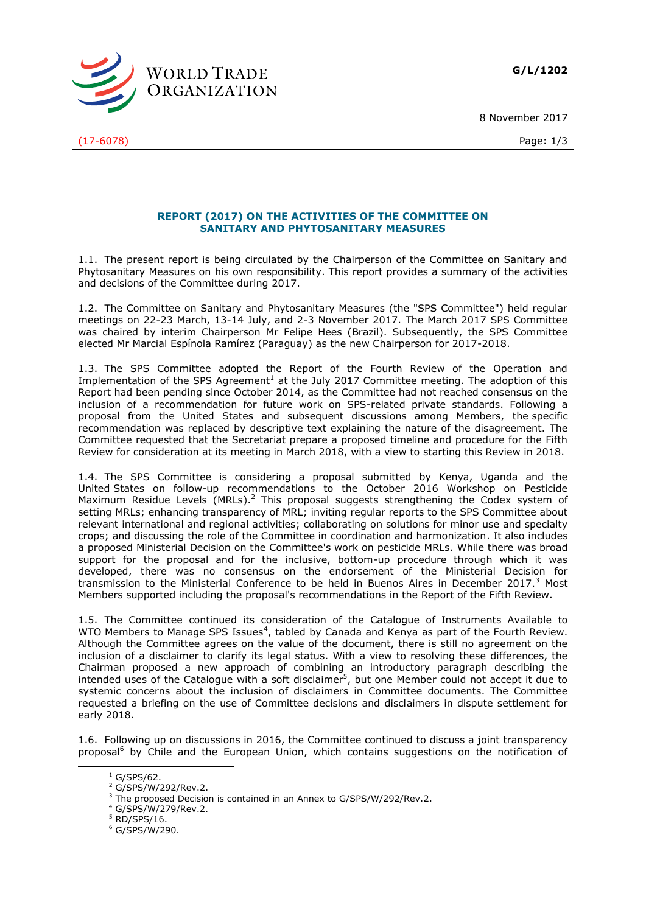WORLD TRADE ORGANIZATION

G/L/1202

8 November 2017

(17-6078)

## REPORT (2017) ON THE ACTIVITIES OF THE COMMITTEE ON SANITARY AND PHYTOSANITARY MEASURES

1.1. The present report is being circulated by the Chairperson of the Committee on Sanitary and Phytosanitary Measures on his own responsibility. This report provides a summary of the activities and decisions of the Committee during 2017.

1.2. The Committee on Sanitary and Phytosanitary Measures (the "SPS Committee") held regular meetings on 22-23 March, 13-14 July, and 2-3 November 2017. The March 2017 SPS Committee was chaired by interim Chairperson Mr Felipe Hees (Brazil). Subsequently, the SPS Committee elected Mr Marcial Espínola Ramírez (Paraguay) as the new Chairperson for 2017-2018.

1.3. The SPS Committee adopted the Report of the Fourth Review of the Operation and Implementation of the SPS Agreement[1] at the July 2017 Committee meeting. The adoption of this Report had been pending since October 2014, as the Committee had not reached consensus on the inclusion of a recommendation for future work on SPS-related private standards. Following a proposal from the United States and subsequent discussions among Members, the specific recommendation was replaced by descriptive text explaining the nature of the disagreement. The Committee requested that the Secretariat prepare a proposed timeline and procedure for the Fifth Review for consideration at its meeting in March 2018, with a view to starting this Review in 2018.

1.4. The SPS Committee is considering a proposal submitted by Kenya, Uganda and the United States on follow-up recommendations to the October 2016 Workshop on Pesticide Maximum Residue Levels (MRLs).[2] This proposal suggests strengthening the Codex system of setting MRLs; enhancing transparency of MRL; inviting regular reports to the SPS Committee about relevant international and regional activities; collaborating on solutions for minor use and specialty crops; and discussing the role of the Committee in coordination and harmonization. It also includes a proposed Ministerial Decision on the Committee's work on pesticide MRLs. While there was broad support for the proposal and for the inclusive, bottom-up procedure through which it was developed, there was no consensus on the endorsement of the Ministerial Decision for transmission to the Ministerial Conference to be held in Buenos Aires in December 2017.[3] Most Members supported including the proposal's recommendations in the Report of the Fifth Review.

1.5. The Committee continued its consideration of the Catalogue of Instruments Available to WTO Members to Manage SPS Issues[4], tabled by Canada and Kenya as part of the Fourth Review. Although the Committee agrees on the value of the document, there is still no agreement on the inclusion of a disclaimer to clarify its legal status. With a view to resolving these differences, the Chairman proposed a new approach of combining an introductory paragraph describing the intended uses of the Catalogue with a soft disclaimer[5], but one Member could not accept it due to systemic concerns about the inclusion of disclaimers in Committee documents. The Committee requested a briefing on the use of Committee decisions and disclaimers in dispute settlement for early 2018.

1.6. Following up on discussions in 2016, the Committee continued to discuss a joint transparency proposal[6] by Chile and the European Union, which contains suggestions on the notification of

---

[1] G/SPS/62.

[2] G/SPS/W/292/Rev.2.

[3] The proposed Decision is contained in an Annex to G/SPS/W/292/Rev.2.

[4] G/SPS/W/279/Rev.2.

[5] RD/SPS/16.

[6] G/SPS/W/290.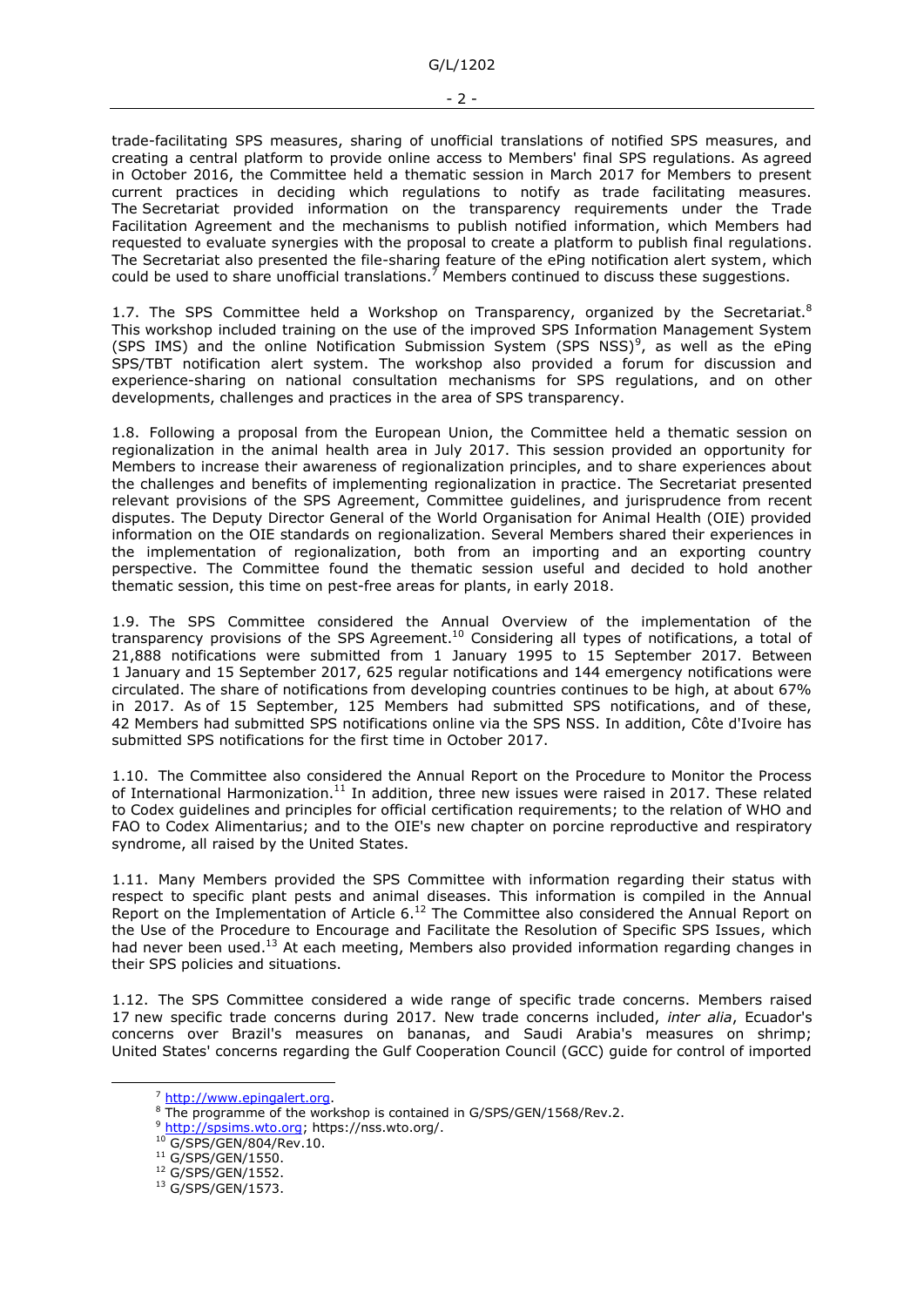trade-facilitating SPS measures, sharing of unofficial translations of notified SPS measures, and creating a central platform to provide online access to Members' final SPS regulations. As agreed in October 2016, the Committee held a thematic session in March 2017 for Members to present current practices in deciding which regulations to notify as trade facilitating measures. The Secretariat provided information on the transparency requirements under the Trade Facilitation Agreement and the mechanisms to publish notified information, which Members had requested to evaluate synergies with the proposal to create a platform to publish final regulations. The Secretariat also presented the file-sharing feature of the ePing notification alert system, which could be used to share unofficial translations.[7] Members continued to discuss these suggestions.

1.7. The SPS Committee held a Workshop on Transparency, organized by the Secretariat.[8] This workshop included training on the use of the improved SPS Information Management System (SPS IMS) and the online Notification Submission System (SPS NSS)[9], as well as the ePing SPS/TBT notification alert system. The workshop also provided a forum for discussion and experience-sharing on national consultation mechanisms for SPS regulations, and on other developments, challenges and practices in the area of SPS transparency.

1.8. Following a proposal from the European Union, the Committee held a thematic session on regionalization in the animal health area in July 2017. This session provided an opportunity for Members to increase their awareness of regionalization principles, and to share experiences about the challenges and benefits of implementing regionalization in practice. The Secretariat presented relevant provisions of the SPS Agreement, Committee guidelines, and jurisprudence from recent disputes. The Deputy Director General of the World Organisation for Animal Health (OIE) provided information on the OIE standards on regionalization. Several Members shared their experiences in the implementation of regionalization, both from an importing and an exporting country perspective. The Committee found the thematic session useful and decided to hold another thematic session, this time on pest-free areas for plants, in early 2018.

1.9. The SPS Committee considered the Annual Overview of the implementation of the transparency provisions of the SPS Agreement.[10] Considering all types of notifications, a total of 21,888 notifications were submitted from 1 January 1995 to 15 September 2017. Between 1 January and 15 September 2017, 625 regular notifications and 144 emergency notifications were circulated. The share of notifications from developing countries continues to be high, at about 67% in 2017. As of 15 September, 125 Members had submitted SPS notifications, and of these, 42 Members had submitted SPS notifications online via the SPS NSS. In addition, Côte d'Ivoire has submitted SPS notifications for the first time in October 2017.

1.10. The Committee also considered the Annual Report on the Procedure to Monitor the Process of International Harmonization.[11] In addition, three new issues were raised in 2017. These related to Codex guidelines and principles for official certification requirements; to the relation of WHO and FAO to Codex Alimentarius; and to the OIE's new chapter on porcine reproductive and respiratory syndrome, all raised by the United States.

1.11. Many Members provided the SPS Committee with information regarding their status with respect to specific plant pests and animal diseases. This information is compiled in the Annual Report on the Implementation of Article 6.[12] The Committee also considered the Annual Report on the Use of the Procedure to Encourage and Facilitate the Resolution of Specific SPS Issues, which had never been used.[13] At each meeting, Members also provided information regarding changes in their SPS policies and situations.

1.12. The SPS Committee considered a wide range of specific trade concerns. Members raised 17 new specific trade concerns during 2017. New trade concerns included, *inter alia*, Ecuador's concerns over Brazil's measures on bananas, and Saudi Arabia's measures on shrimp; United States' concerns regarding the Gulf Cooperation Council (GCC) guide for control of imported

---

[7] http://www.epingalert.org.

[8] The programme of the workshop is contained in G/SPS/GEN/1568/Rev.2.

[9] http://spsims.wto.org; https://nss.wto.org/.

[10] G/SPS/GEN/804/Rev.10.

[11] G/SPS/GEN/1550.

[12] G/SPS/GEN/1552.

[13] G/SPS/GEN/1573.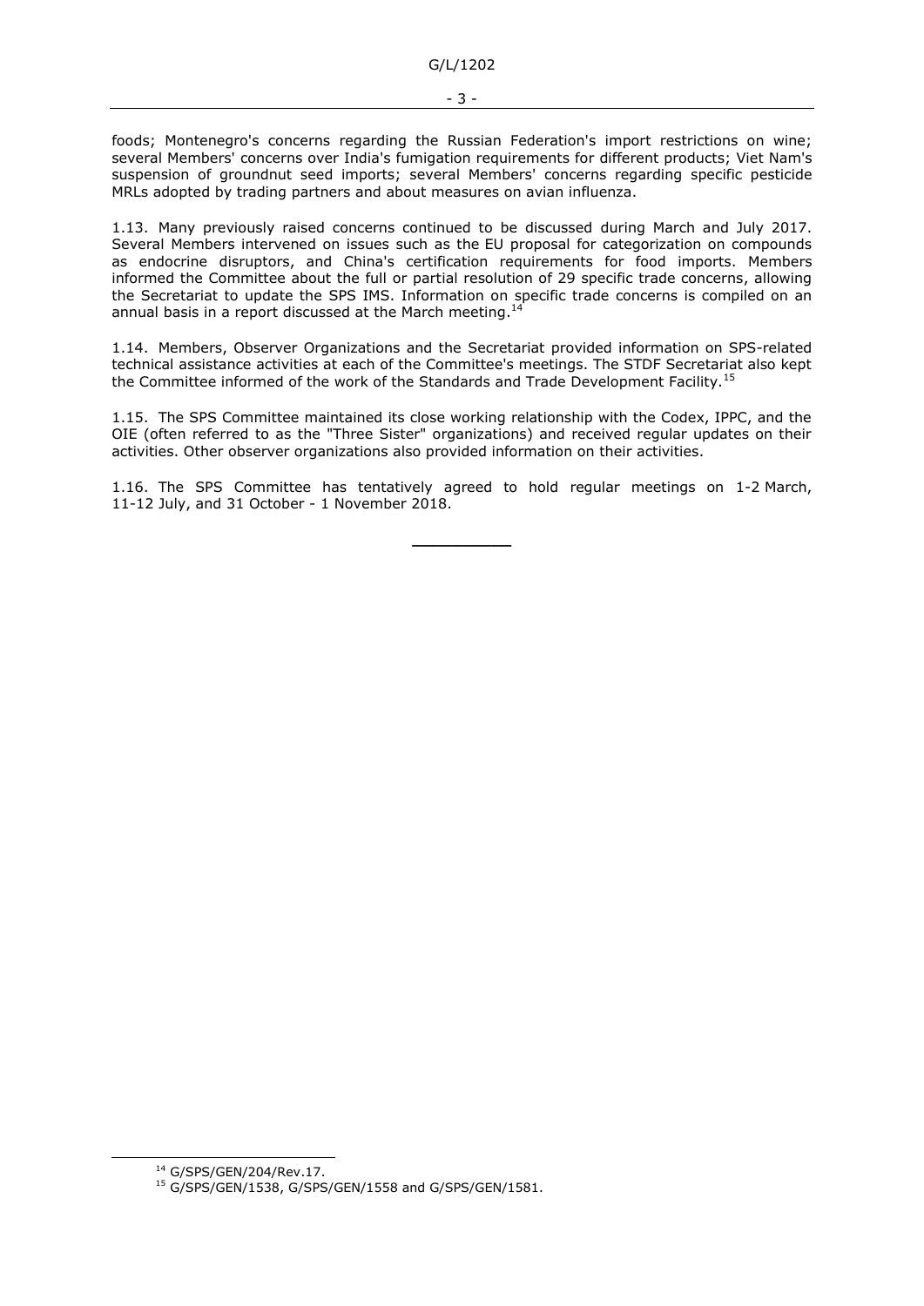foods; Montenegro's concerns regarding the Russian Federation's import restrictions on wine; several Members' concerns over India's fumigation requirements for different products; Viet Nam's suspension of groundnut seed imports; several Members' concerns regarding specific pesticide MRLs adopted by trading partners and about measures on avian influenza.

1.13. Many previously raised concerns continued to be discussed during March and July 2017. Several Members intervened on issues such as the EU proposal for categorization on compounds as endocrine disruptors, and China's certification requirements for food imports. Members informed the Committee about the full or partial resolution of 29 specific trade concerns, allowing the Secretariat to update the SPS IMS. Information on specific trade concerns is compiled on an annual basis in a report discussed at the March meeting.[14]

1.14. Members, Observer Organizations and the Secretariat provided information on SPS-related technical assistance activities at each of the Committee's meetings. The STDF Secretariat also kept the Committee informed of the work of the Standards and Trade Development Facility.[15]

1.15. The SPS Committee maintained its close working relationship with the Codex, IPPC, and the OIE (often referred to as the "Three Sister" organizations) and received regular updates on their activities. Other observer organizations also provided information on their activities.

1.16. The SPS Committee has tentatively agreed to hold regular meetings on 1-2 March, 11-12 July, and 31 October - 1 November 2018.

__________

[14] G/SPS/GEN/204/Rev.17.

[15] G/SPS/GEN/1538, G/SPS/GEN/1558 and G/SPS/GEN/1581.